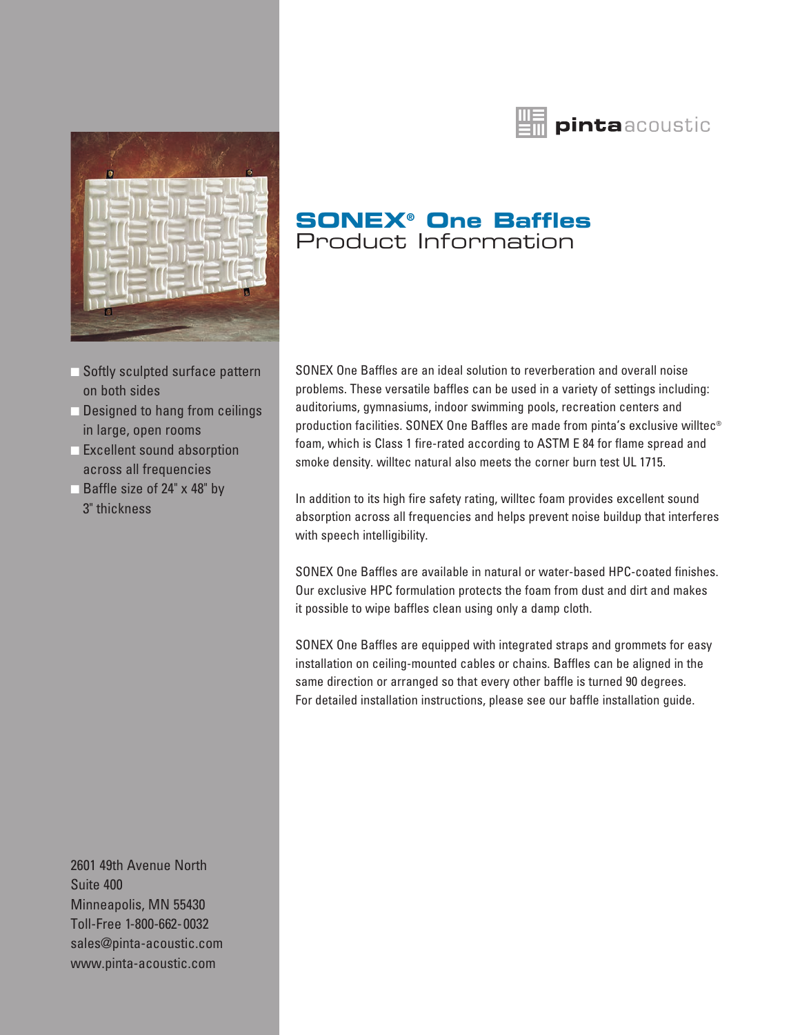pinta acoustic

# SONEX® One Baffles

## Product Information

- Softly sculpted surface pattern on both sides
- Designed to hang from ceilings in large, open rooms
- Excellent sound absorption across all frequencies
- Baffle size of 24" x 48" by 3" thickness

SONEX One Baffles are an ideal solution to reverberation and overall noise problems. These versatile baffles can be used in a variety of settings including: auditoriums, gymnasiums, indoor swimming pools, recreation centers and production facilities. SONEX One Baffles are made from pinta's exclusive willtec® foam, which is Class 1 fire-rated according to ASTM E 84 for flame spread and smoke density. willtec natural also meets the corner burn test UL 1715.

In addition to its high fire safety rating, willtec foam provides excellent sound absorption across all frequencies and helps prevent noise buildup that interferes with speech intelligibility.

SONEX One Baffles are available in natural or water-based HPC-coated finishes. Our exclusive HPC formulation protects the foam from dust and dirt and makes it possible to wipe baffles clean using only a damp cloth.

SONEX One Baffles are equipped with integrated straps and grommets for easy installation on ceiling-mounted cables or chains. Baffles can be aligned in the same direction or arranged so that every other baffle is turned 90 degrees. For detailed installation instructions, please see our baffle installation guide.

2601 49th Avenue North
Suite 400
Minneapolis, MN 55430
Toll-Free 1-800-662-0032
sales@pinta-acoustic.com
www.pinta-acoustic.com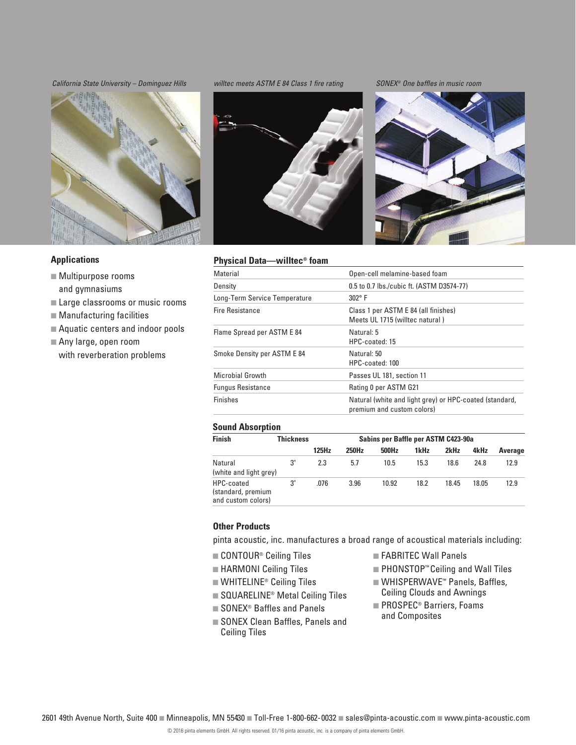*California State University – Dominguez Hills*

*willtec meets ASTM E 84 Class 1 fire rating*

*SONEX® One baffles in music room*

## Applications

- Multipurpose rooms and gymnasiums
- Large classrooms or music rooms
- Manufacturing facilities
- Aquatic centers and indoor pools
- Any large, open room with reverberation problems

## Physical Data—willtec® foam

| | |
|---|---|
| Material | Open-cell melamine-based foam |
| Density | 0.5 to 0.7 lbs./cubic ft. (ASTM D3574-77) |
| Long-Term Service Temperature | 302° F |
| Fire Resistance | Class 1 per ASTM E 84 (all finishes)<br>Meets UL 1715 (willtec natural ) |
| Flame Spread per ASTM E 84 | Natural: 5<br>HPC-coated: 15 |
| Smoke Density per ASTM E 84 | Natural: 50<br>HPC-coated: 100 |
| Microbial Growth | Passes UL 181, section 11 |
| Fungus Resistance | Rating 0 per ASTM G21 |
| Finishes | Natural (white and light grey) or HPC-coated (standard, premium and custom colors) |

## Sound Absorption

| Finish | Thickness | Sabins per Baffle per ASTM C423-90a | | | | | | |
|---|---|---|---|---|---|---|---|---|
| | | 125Hz | 250Hz | 500Hz | 1kHz | 2kHz | 4kHz | Average |
| Natural (white and light grey) | 3" | 2.3 | 5.7 | 10.5 | 15.3 | 18.6 | 24.8 | 12.9 |
| HPC-coated (standard, premium and custom colors) | 3" | .076 | 3.96 | 10.92 | 18.2 | 18.45 | 18.05 | 12.9 |

## Other Products

pinta acoustic, inc. manufactures a broad range of acoustical materials including:

- CONTOUR® Ceiling Tiles
- HARMONI Ceiling Tiles
- WHITELINE® Ceiling Tiles
- SQUARELINE® Metal Ceiling Tiles
- SONEX® Baffles and Panels
- SONEX Clean Baffles, Panels and Ceiling Tiles
- FABRITEC Wall Panels
- PHONSTOP™ Ceiling and Wall Tiles
- WHISPERWAVE™ Panels, Baffles, Ceiling Clouds and Awnings
- PROSPEC® Barriers, Foams and Composites

2601 49th Avenue North, Suite 400 ■ Minneapolis, MN 55430 ■ Toll-Free 1-800-662-0032 ■ sales@pinta-acoustic.com ■ www.pinta-acoustic.com

© 2016 pinta elements GmbH. All rights reserved. 01/16 pinta acoustic, inc. is a company of pinta elements GmbH.